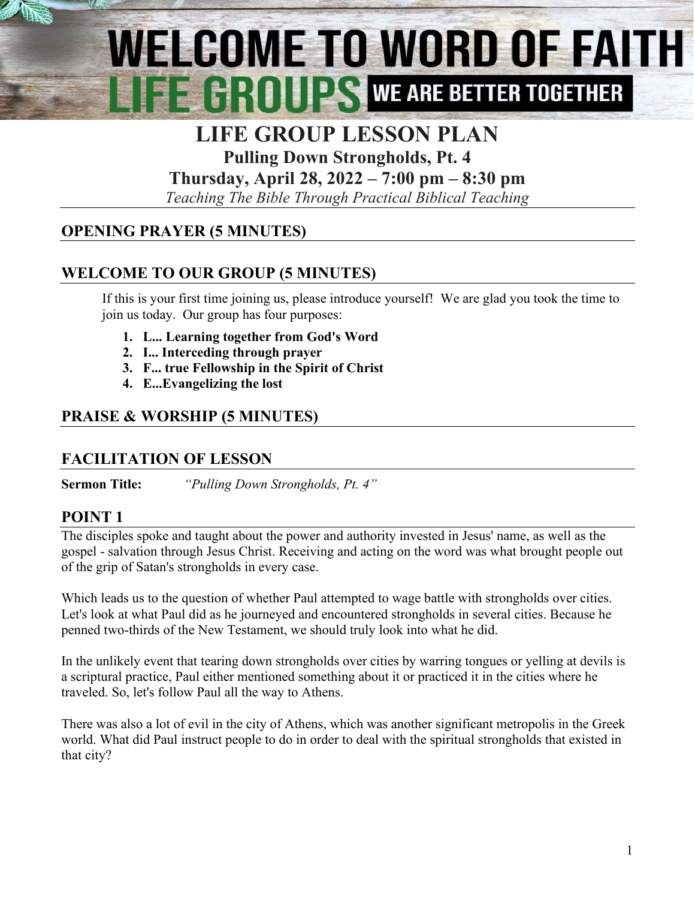# WELCOME TO WORD OF FAITH LIFE GROUPS WE ARE BETTER TOGETHER

# LIFE GROUP LESSON PLAN

## Pulling Down Strongholds, Pt. 4

## Thursday, April 28, 2022 – 7:00 pm – 8:30 pm

*Teaching The Bible Through Practical Biblical Teaching*

## OPENING PRAYER (5 MINUTES)

## WELCOME TO OUR GROUP (5 MINUTES)

If this is your first time joining us, please introduce yourself! We are glad you took the time to join us today. Our group has four purposes:

1. **L... Learning together from God's Word**
2. **I... Interceding through prayer**
3. **F... true Fellowship in the Spirit of Christ**
4. **E...Evangelizing the lost**

## PRAISE & WORSHIP (5 MINUTES)

## FACILITATION OF LESSON

**Sermon Title:** *"Pulling Down Strongholds, Pt. 4"*

## POINT 1

The disciples spoke and taught about the power and authority invested in Jesus' name, as well as the gospel - salvation through Jesus Christ. Receiving and acting on the word was what brought people out of the grip of Satan's strongholds in every case.

Which leads us to the question of whether Paul attempted to wage battle with strongholds over cities. Let's look at what Paul did as he journeyed and encountered strongholds in several cities. Because he penned two-thirds of the New Testament, we should truly look into what he did.

In the unlikely event that tearing down strongholds over cities by warring tongues or yelling at devils is a scriptural practice, Paul either mentioned something about it or practiced it in the cities where he traveled. So, let's follow Paul all the way to Athens.

There was also a lot of evil in the city of Athens, which was another significant metropolis in the Greek world. What did Paul instruct people to do in order to deal with the spiritual strongholds that existed in that city?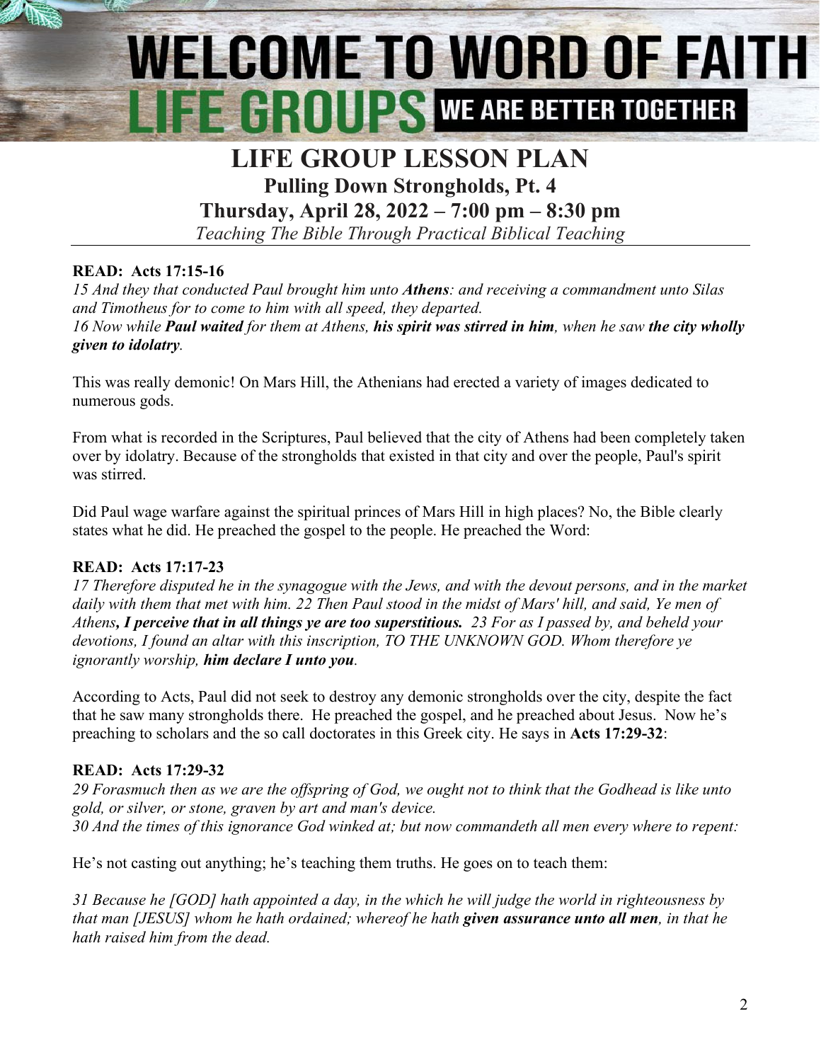# WELCOME TO WORD OF FAITH LIFE GROUPS WE ARE BETTER TOGETHER

## LIFE GROUP LESSON PLAN

### Pulling Down Strongholds, Pt. 4

### Thursday, April 28, 2022 – 7:00 pm – 8:30 pm

*Teaching The Bible Through Practical Biblical Teaching*

---

**READ: Acts 17:15-16**

*15 And they that conducted Paul brought him unto* ***Athens****: and receiving a commandment unto Silas and Timotheus for to come to him with all speed, they departed.*
*16 Now while* ***Paul waited*** *for them at Athens,* ***his spirit was stirred in him****, when he saw* ***the city wholly given to idolatry****.*

This was really demonic! On Mars Hill, the Athenians had erected a variety of images dedicated to numerous gods.

From what is recorded in the Scriptures, Paul believed that the city of Athens had been completely taken over by idolatry. Because of the strongholds that existed in that city and over the people, Paul's spirit was stirred.

Did Paul wage warfare against the spiritual princes of Mars Hill in high places? No, the Bible clearly states what he did. He preached the gospel to the people. He preached the Word:

**READ: Acts 17:17-23**

*17 Therefore disputed he in the synagogue with the Jews, and with the devout persons, and in the market daily with them that met with him. 22 Then Paul stood in the midst of Mars' hill, and said, Ye men of Athens****, I perceive that in all things ye are too superstitious.*** *23 For as I passed by, and beheld your devotions, I found an altar with this inscription, TO THE UNKNOWN GOD. Whom therefore ye ignorantly worship,* ***him declare I unto you****.*

According to Acts, Paul did not seek to destroy any demonic strongholds over the city, despite the fact that he saw many strongholds there. He preached the gospel, and he preached about Jesus. Now he's preaching to scholars and the so call doctorates in this Greek city. He says in **Acts 17:29-32**:

**READ: Acts 17:29-32**

*29 Forasmuch then as we are the offspring of God, we ought not to think that the Godhead is like unto gold, or silver, or stone, graven by art and man's device.*
*30 And the times of this ignorance God winked at; but now commandeth all men every where to repent:*

He's not casting out anything; he's teaching them truths. He goes on to teach them:

*31 Because he [GOD] hath appointed a day, in the which he will judge the world in righteousness by that man [JESUS] whom he hath ordained; whereof he hath* ***given assurance unto all men****, in that he hath raised him from the dead.*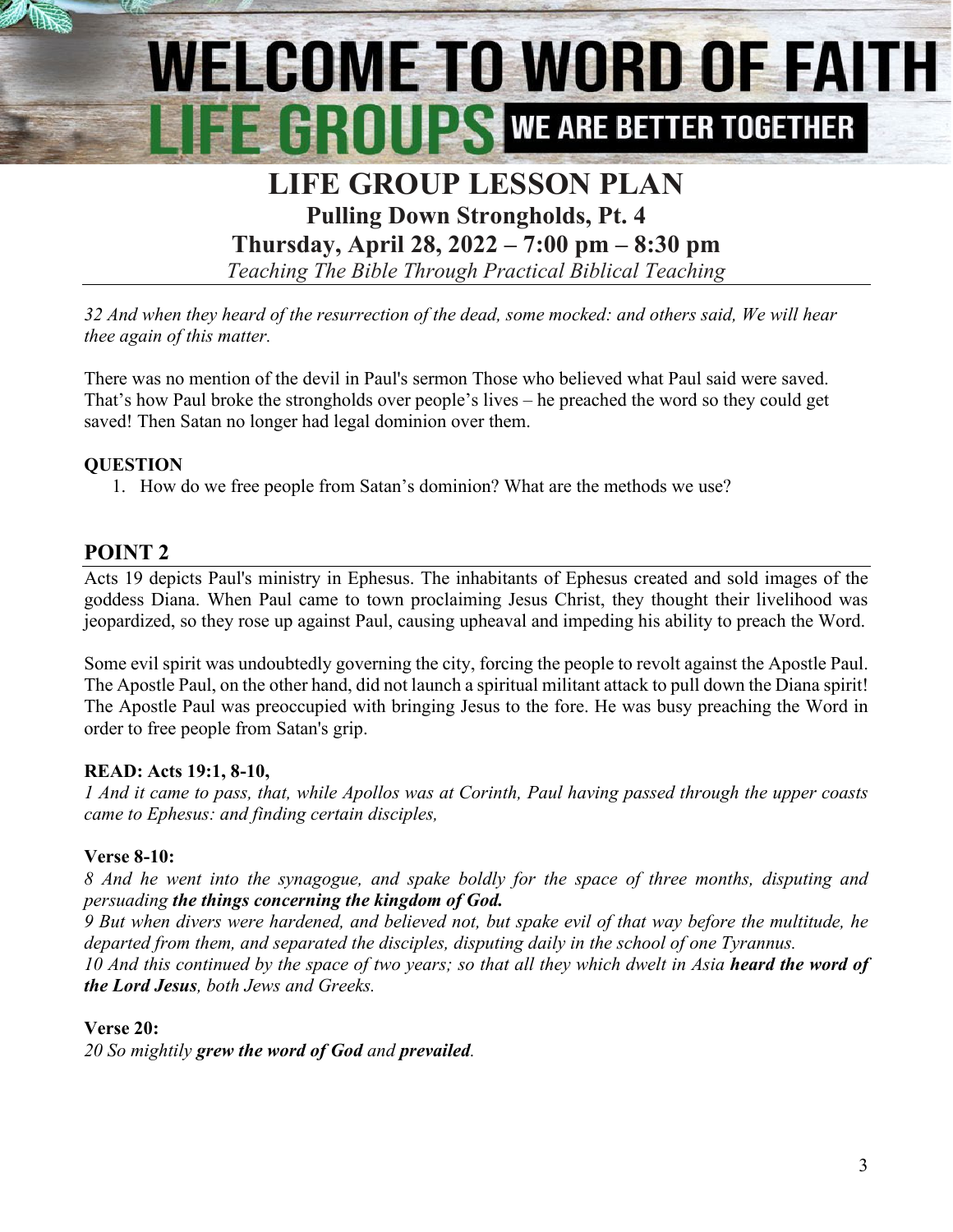# WELCOME TO WORD OF FAITH LIFE GROUPS WE ARE BETTER TOGETHER

# LIFE GROUP LESSON PLAN

## Pulling Down Strongholds, Pt. 4

## Thursday, April 28, 2022 – 7:00 pm – 8:30 pm

*Teaching The Bible Through Practical Biblical Teaching*

*32 And when they heard of the resurrection of the dead, some mocked: and others said, We will hear thee again of this matter.*

There was no mention of the devil in Paul's sermon Those who believed what Paul said were saved. That's how Paul broke the strongholds over people's lives – he preached the word so they could get saved! Then Satan no longer had legal dominion over them.

**QUESTION**

1. How do we free people from Satan's dominion? What are the methods we use?

## POINT 2

Acts 19 depicts Paul's ministry in Ephesus. The inhabitants of Ephesus created and sold images of the goddess Diana. When Paul came to town proclaiming Jesus Christ, they thought their livelihood was jeopardized, so they rose up against Paul, causing upheaval and impeding his ability to preach the Word.

Some evil spirit was undoubtedly governing the city, forcing the people to revolt against the Apostle Paul. The Apostle Paul, on the other hand, did not launch a spiritual militant attack to pull down the Diana spirit! The Apostle Paul was preoccupied with bringing Jesus to the fore. He was busy preaching the Word in order to free people from Satan's grip.

**READ: Acts 19:1, 8-10,**

*1 And it came to pass, that, while Apollos was at Corinth, Paul having passed through the upper coasts came to Ephesus: and finding certain disciples,*

**Verse 8-10:**

*8 And he went into the synagogue, and spake boldly for the space of three months, disputing and persuading* ***the things concerning the kingdom of God.***

*9 But when divers were hardened, and believed not, but spake evil of that way before the multitude, he departed from them, and separated the disciples, disputing daily in the school of one Tyrannus.*

*10 And this continued by the space of two years; so that all they which dwelt in Asia* ***heard the word of the Lord Jesus****, both Jews and Greeks.*

**Verse 20:**

*20 So mightily* ***grew the word of God*** *and* ***prevailed****.*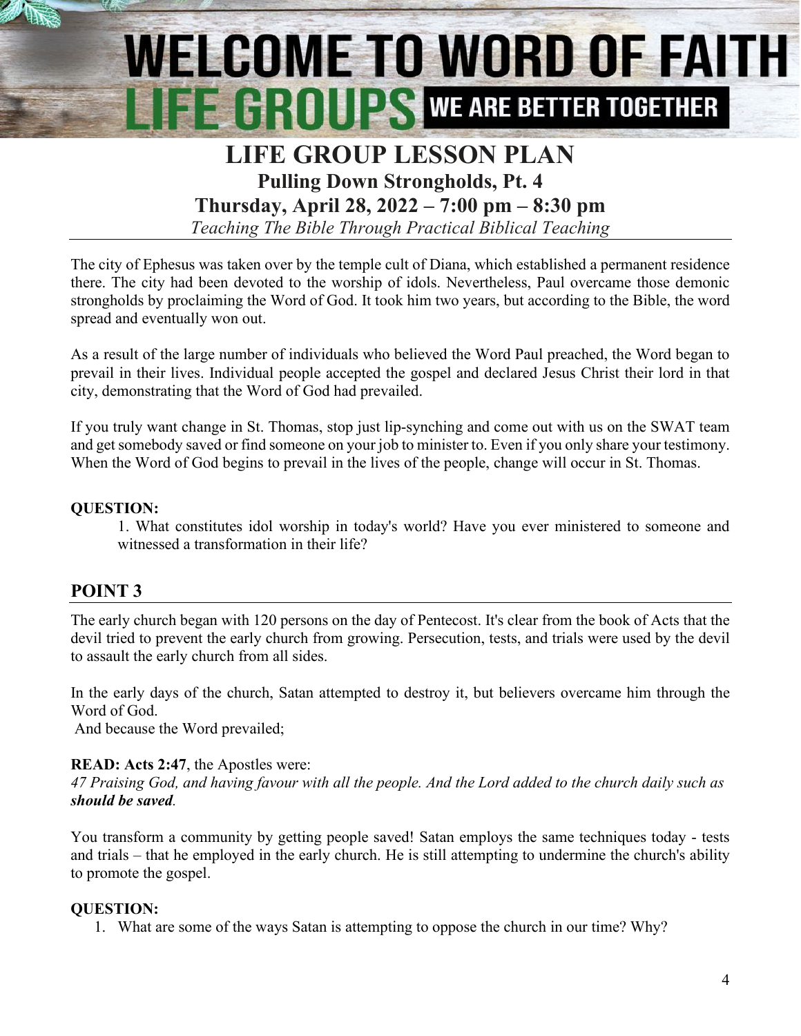# WELCOME TO WORD OF FAITH LIFE GROUPS — WE ARE BETTER TOGETHER

## LIFE GROUP LESSON PLAN

### Pulling Down Strongholds, Pt. 4

### Thursday, April 28, 2022 – 7:00 pm – 8:30 pm

*Teaching The Bible Through Practical Biblical Teaching*

---

The city of Ephesus was taken over by the temple cult of Diana, which established a permanent residence there. The city had been devoted to the worship of idols. Nevertheless, Paul overcame those demonic strongholds by proclaiming the Word of God. It took him two years, but according to the Bible, the word spread and eventually won out.

As a result of the large number of individuals who believed the Word Paul preached, the Word began to prevail in their lives. Individual people accepted the gospel and declared Jesus Christ their lord in that city, demonstrating that the Word of God had prevailed.

If you truly want change in St. Thomas, stop just lip-synching and come out with us on the SWAT team and get somebody saved or find someone on your job to minister to. Even if you only share your testimony. When the Word of God begins to prevail in the lives of the people, change will occur in St. Thomas.

**QUESTION:**

1. What constitutes idol worship in today's world? Have you ever ministered to someone and witnessed a transformation in their life?

## POINT 3

The early church began with 120 persons on the day of Pentecost. It's clear from the book of Acts that the devil tried to prevent the early church from growing. Persecution, tests, and trials were used by the devil to assault the early church from all sides.

In the early days of the church, Satan attempted to destroy it, but believers overcame him through the Word of God.
And because the Word prevailed;

**READ: Acts 2:47**, the Apostles were:
*47 Praising God, and having favour with all the people. And the Lord added to the church daily such as **should be saved**.*

You transform a community by getting people saved! Satan employs the same techniques today - tests and trials – that he employed in the early church. He is still attempting to undermine the church's ability to promote the gospel.

**QUESTION:**

1. What are some of the ways Satan is attempting to oppose the church in our time? Why?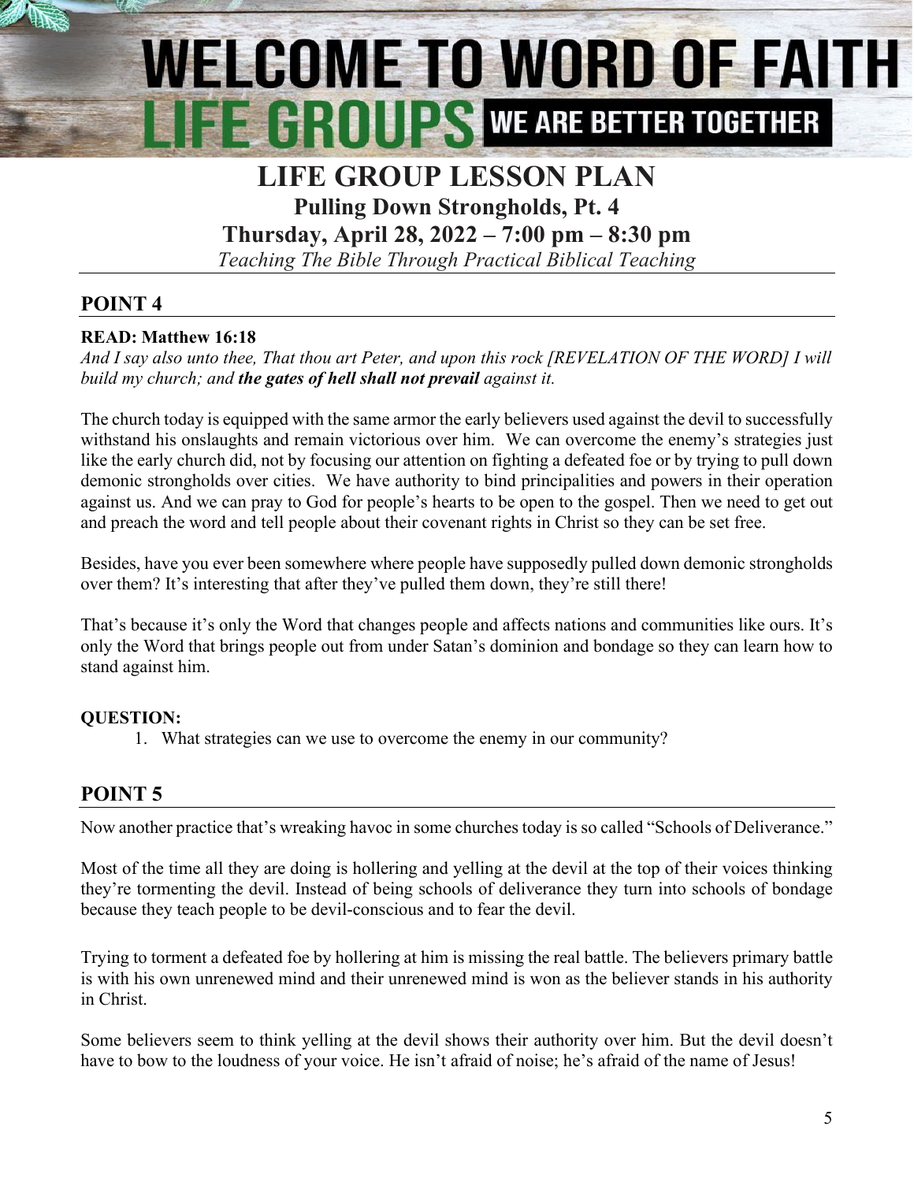# WELCOME TO WORD OF FAITH LIFE GROUPS WE ARE BETTER TOGETHER

# LIFE GROUP LESSON PLAN

## Pulling Down Strongholds, Pt. 4

## Thursday, April 28, 2022 – 7:00 pm – 8:30 pm

*Teaching The Bible Through Practical Biblical Teaching*

## POINT 4

**READ: Matthew 16:18**

*And I say also unto thee, That thou art Peter, and upon this rock [REVELATION OF THE WORD] I will build my church; and* ***the gates of hell shall not prevail*** *against it.*

The church today is equipped with the same armor the early believers used against the devil to successfully withstand his onslaughts and remain victorious over him. We can overcome the enemy's strategies just like the early church did, not by focusing our attention on fighting a defeated foe or by trying to pull down demonic strongholds over cities. We have authority to bind principalities and powers in their operation against us. And we can pray to God for people's hearts to be open to the gospel. Then we need to get out and preach the word and tell people about their covenant rights in Christ so they can be set free.

Besides, have you ever been somewhere where people have supposedly pulled down demonic strongholds over them? It's interesting that after they've pulled them down, they're still there!

That's because it's only the Word that changes people and affects nations and communities like ours. It's only the Word that brings people out from under Satan's dominion and bondage so they can learn how to stand against him.

**QUESTION:**

1. What strategies can we use to overcome the enemy in our community?

## POINT 5

Now another practice that's wreaking havoc in some churches today is so called "Schools of Deliverance."

Most of the time all they are doing is hollering and yelling at the devil at the top of their voices thinking they're tormenting the devil. Instead of being schools of deliverance they turn into schools of bondage because they teach people to be devil-conscious and to fear the devil.

Trying to torment a defeated foe by hollering at him is missing the real battle. The believers primary battle is with his own unrenewed mind and their unrenewed mind is won as the believer stands in his authority in Christ.

Some believers seem to think yelling at the devil shows their authority over him. But the devil doesn't have to bow to the loudness of your voice. He isn't afraid of noise; he's afraid of the name of Jesus!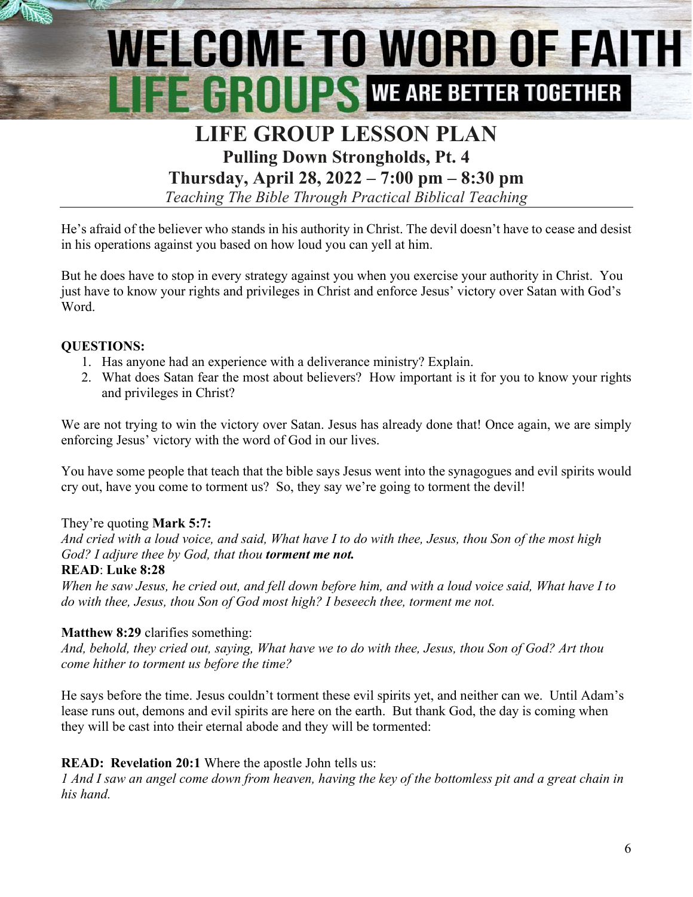# LIFE GROUP LESSON PLAN

## Pulling Down Strongholds, Pt. 4

## Thursday, April 28, 2022 – 7:00 pm – 8:30 pm

*Teaching The Bible Through Practical Biblical Teaching*

He's afraid of the believer who stands in his authority in Christ. The devil doesn't have to cease and desist in his operations against you based on how loud you can yell at him.

But he does have to stop in every strategy against you when you exercise your authority in Christ. You just have to know your rights and privileges in Christ and enforce Jesus' victory over Satan with God's Word.

**QUESTIONS:**

1. Has anyone had an experience with a deliverance ministry? Explain.
2. What does Satan fear the most about believers? How important is it for you to know your rights and privileges in Christ?

We are not trying to win the victory over Satan. Jesus has already done that! Once again, we are simply enforcing Jesus' victory with the word of God in our lives.

You have some people that teach that the bible says Jesus went into the synagogues and evil spirits would cry out, have you come to torment us? So, they say we're going to torment the devil!

They're quoting **Mark 5:7:**

*And cried with a loud voice, and said, What have I to do with thee, Jesus, thou Son of the most high God? I adjure thee by God, that thou* ***torment me not.***

**READ**: **Luke 8:28**

*When he saw Jesus, he cried out, and fell down before him, and with a loud voice said, What have I to do with thee, Jesus, thou Son of God most high? I beseech thee, torment me not.*

**Matthew 8:29** clarifies something:

*And, behold, they cried out, saying, What have we to do with thee, Jesus, thou Son of God? Art thou come hither to torment us before the time?*

He says before the time. Jesus couldn't torment these evil spirits yet, and neither can we. Until Adam's lease runs out, demons and evil spirits are here on the earth. But thank God, the day is coming when they will be cast into their eternal abode and they will be tormented:

**READ: Revelation 20:1** Where the apostle John tells us:

*1 And I saw an angel come down from heaven, having the key of the bottomless pit and a great chain in his hand.*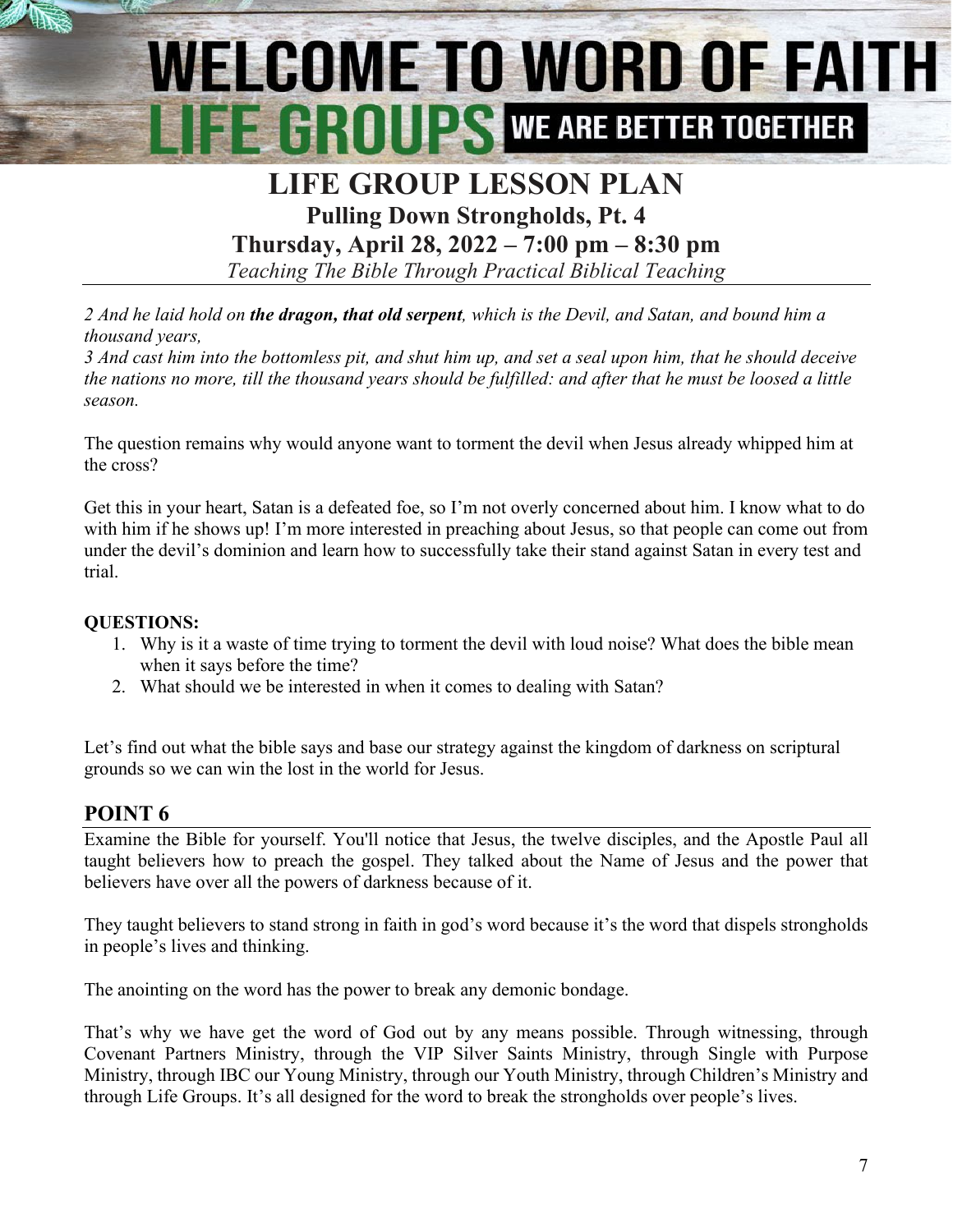# WELCOME TO WORD OF FAITH LIFE GROUPS WE ARE BETTER TOGETHER

# LIFE GROUP LESSON PLAN

## Pulling Down Strongholds, Pt. 4

## Thursday, April 28, 2022 – 7:00 pm – 8:30 pm

*Teaching The Bible Through Practical Biblical Teaching*

*2 And he laid hold on **the dragon, that old serpent**, which is the Devil, and Satan, and bound him a thousand years,*
*3 And cast him into the bottomless pit, and shut him up, and set a seal upon him, that he should deceive the nations no more, till the thousand years should be fulfilled: and after that he must be loosed a little season.*

The question remains why would anyone want to torment the devil when Jesus already whipped him at the cross?

Get this in your heart, Satan is a defeated foe, so I'm not overly concerned about him. I know what to do with him if he shows up! I'm more interested in preaching about Jesus, so that people can come out from under the devil's dominion and learn how to successfully take their stand against Satan in every test and trial.

**QUESTIONS:**

1. Why is it a waste of time trying to torment the devil with loud noise? What does the bible mean when it says before the time?
2. What should we be interested in when it comes to dealing with Satan?

Let's find out what the bible says and base our strategy against the kingdom of darkness on scriptural grounds so we can win the lost in the world for Jesus.

## POINT 6

Examine the Bible for yourself. You'll notice that Jesus, the twelve disciples, and the Apostle Paul all taught believers how to preach the gospel. They talked about the Name of Jesus and the power that believers have over all the powers of darkness because of it.

They taught believers to stand strong in faith in god's word because it's the word that dispels strongholds in people's lives and thinking.

The anointing on the word has the power to break any demonic bondage.

That's why we have get the word of God out by any means possible. Through witnessing, through Covenant Partners Ministry, through the VIP Silver Saints Ministry, through Single with Purpose Ministry, through IBC our Young Ministry, through our Youth Ministry, through Children's Ministry and through Life Groups. It's all designed for the word to break the strongholds over people's lives.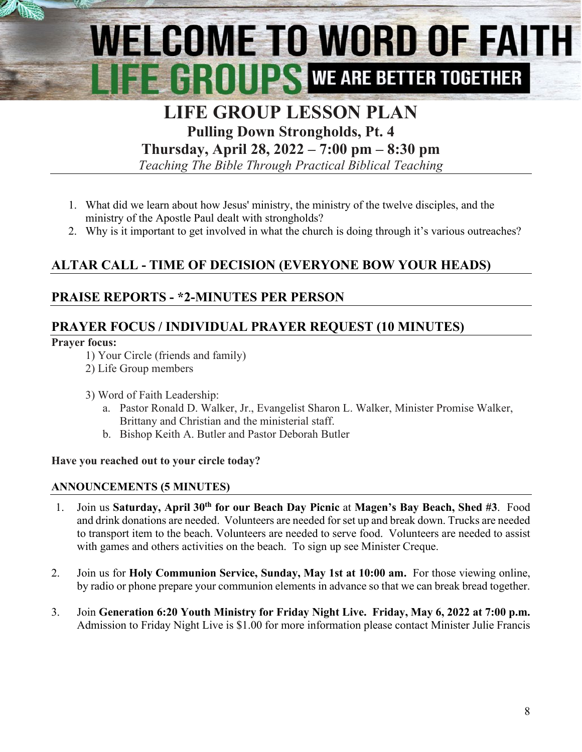# WELCOME TO WORD OF FAITH LIFE GROUPS WE ARE BETTER TOGETHER

# LIFE GROUP LESSON PLAN

## Pulling Down Strongholds, Pt. 4

## Thursday, April 28, 2022 – 7:00 pm – 8:30 pm

*Teaching The Bible Through Practical Biblical Teaching*

1. What did we learn about how Jesus' ministry, the ministry of the twelve disciples, and the ministry of the Apostle Paul dealt with strongholds?
2. Why is it important to get involved in what the church is doing through it's various outreaches?

## ALTAR CALL - TIME OF DECISION (EVERYONE BOW YOUR HEADS)

## PRAISE REPORTS - *2-MINUTES PER PERSON

## PRAYER FOCUS / INDIVIDUAL PRAYER REQUEST (10 MINUTES)

**Prayer focus:**

1) Your Circle (friends and family)
2) Life Group members

3) Word of Faith Leadership:
   a. Pastor Ronald D. Walker, Jr., Evangelist Sharon L. Walker, Minister Promise Walker, Brittany and Christian and the ministerial staff.
   b. Bishop Keith A. Butler and Pastor Deborah Butler

**Have you reached out to your circle today?**

### ANNOUNCEMENTS (5 MINUTES)

1. Join us **Saturday, April 30th for our Beach Day Picnic** at **Magen's Bay Beach, Shed #3**. Food and drink donations are needed. Volunteers are needed for set up and break down. Trucks are needed to transport item to the beach. Volunteers are needed to serve food. Volunteers are needed to assist with games and others activities on the beach. To sign up see Minister Creque.

2. Join us for **Holy Communion Service, Sunday, May 1st at 10:00 am.** For those viewing online, by radio or phone prepare your communion elements in advance so that we can break bread together.

3. Join **Generation 6:20 Youth Ministry for Friday Night Live. Friday, May 6, 2022 at 7:00 p.m.** Admission to Friday Night Live is $1.00 for more information please contact Minister Julie Francis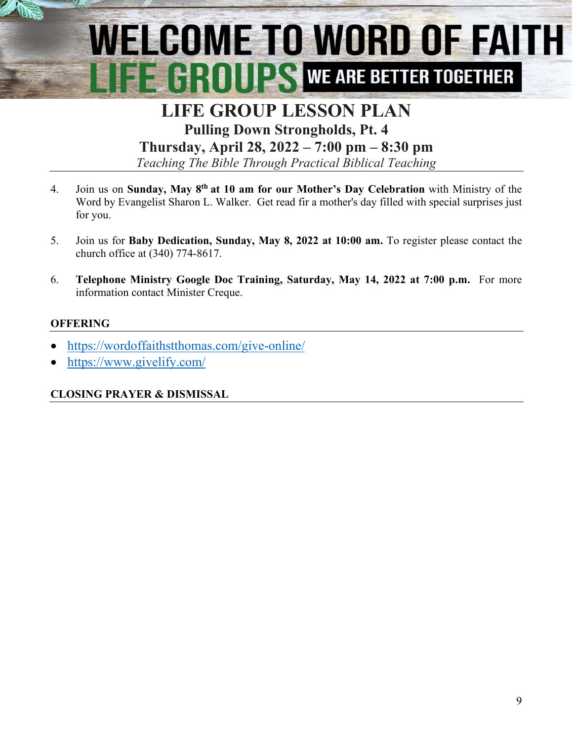# WELCOME TO WORD OF FAITH LIFE GROUPS WE ARE BETTER TOGETHER

## LIFE GROUP LESSON PLAN

### Pulling Down Strongholds, Pt. 4

### Thursday, April 28, 2022 – 7:00 pm – 8:30 pm

*Teaching The Bible Through Practical Biblical Teaching*

4. Join us on **Sunday, May 8th at 10 am for our Mother's Day Celebration** with Ministry of the Word by Evangelist Sharon L. Walker. Get read fir a mother's day filled with special surprises just for you.

5. Join us for **Baby Dedication, Sunday, May 8, 2022 at 10:00 am.** To register please contact the church office at (340) 774-8617.

6. **Telephone Ministry Google Doc Training, Saturday, May 14, 2022 at 7:00 p.m.** For more information contact Minister Creque.

**OFFERING**

- https://wordoffaithstthomas.com/give-online/
- https://www.givelify.com/

**CLOSING PRAYER & DISMISSAL**